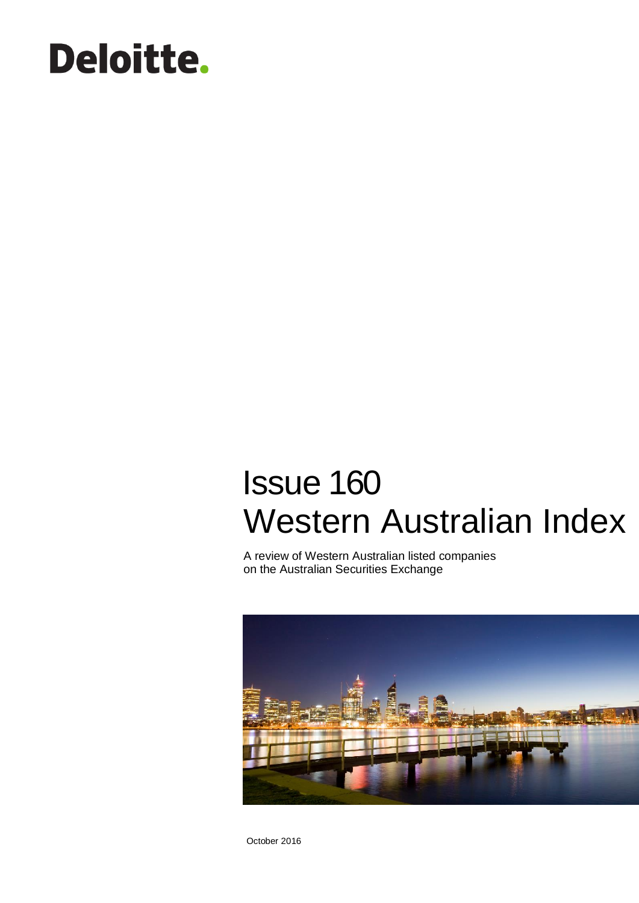Deloitte.

# Issue 160
# Western Australian Index

A review of Western Australian listed companies
on the Australian Securities Exchange

October 2016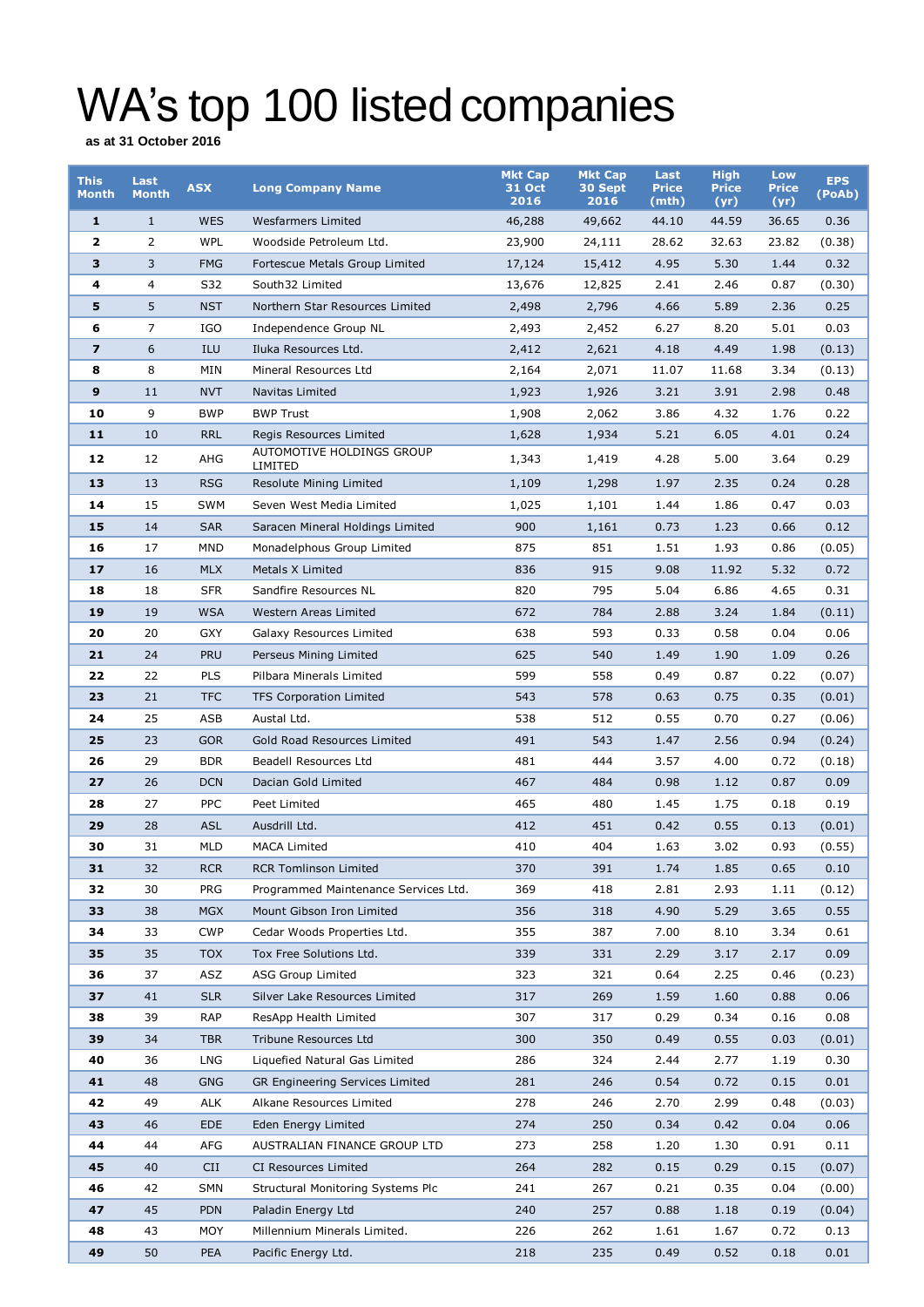# WA's top 100 listed companies

**as at 31 October 2016**

| This Month | Last Month | ASX | Long Company Name | Mkt Cap 31 Oct 2016 | Mkt Cap 30 Sept 2016 | Last Price (mth) | High Price (yr) | Low Price (yr) | EPS (PoAb) |
|---|---|---|---|---|---|---|---|---|---|
| **1** | 1 | WES | Wesfarmers Limited | 46,288 | 49,662 | 44.10 | 44.59 | 36.65 | 0.36 |
| **2** | 2 | WPL | Woodside Petroleum Ltd. | 23,900 | 24,111 | 28.62 | 32.63 | 23.82 | (0.38) |
| **3** | 3 | FMG | Fortescue Metals Group Limited | 17,124 | 15,412 | 4.95 | 5.30 | 1.44 | 0.32 |
| **4** | 4 | S32 | South32 Limited | 13,676 | 12,825 | 2.41 | 2.46 | 0.87 | (0.30) |
| **5** | 5 | NST | Northern Star Resources Limited | 2,498 | 2,796 | 4.66 | 5.89 | 2.36 | 0.25 |
| **6** | 7 | IGO | Independence Group NL | 2,493 | 2,452 | 6.27 | 8.20 | 5.01 | 0.03 |
| **7** | 6 | ILU | Iluka Resources Ltd. | 2,412 | 2,621 | 4.18 | 4.49 | 1.98 | (0.13) |
| **8** | 8 | MIN | Mineral Resources Ltd | 2,164 | 2,071 | 11.07 | 11.68 | 3.34 | (0.13) |
| **9** | 11 | NVT | Navitas Limited | 1,923 | 1,926 | 3.21 | 3.91 | 2.98 | 0.48 |
| **10** | 9 | BWP | BWP Trust | 1,908 | 2,062 | 3.86 | 4.32 | 1.76 | 0.22 |
| **11** | 10 | RRL | Regis Resources Limited | 1,628 | 1,934 | 5.21 | 6.05 | 4.01 | 0.24 |
| **12** | 12 | AHG | AUTOMOTIVE HOLDINGS GROUP LIMITED | 1,343 | 1,419 | 4.28 | 5.00 | 3.64 | 0.29 |
| **13** | 13 | RSG | Resolute Mining Limited | 1,109 | 1,298 | 1.97 | 2.35 | 0.24 | 0.28 |
| **14** | 15 | SWM | Seven West Media Limited | 1,025 | 1,101 | 1.44 | 1.86 | 0.47 | 0.03 |
| **15** | 14 | SAR | Saracen Mineral Holdings Limited | 900 | 1,161 | 0.73 | 1.23 | 0.66 | 0.12 |
| **16** | 17 | MND | Monadelphous Group Limited | 875 | 851 | 1.51 | 1.93 | 0.86 | (0.05) |
| **17** | 16 | MLX | Metals X Limited | 836 | 915 | 9.08 | 11.92 | 5.32 | 0.72 |
| **18** | 18 | SFR | Sandfire Resources NL | 820 | 795 | 5.04 | 6.86 | 4.65 | 0.31 |
| **19** | 19 | WSA | Western Areas Limited | 672 | 784 | 2.88 | 3.24 | 1.84 | (0.11) |
| **20** | 20 | GXY | Galaxy Resources Limited | 638 | 593 | 0.33 | 0.58 | 0.04 | 0.06 |
| **21** | 24 | PRU | Perseus Mining Limited | 625 | 540 | 1.49 | 1.90 | 1.09 | 0.26 |
| **22** | 22 | PLS | Pilbara Minerals Limited | 599 | 558 | 0.49 | 0.87 | 0.22 | (0.07) |
| **23** | 21 | TFC | TFS Corporation Limited | 543 | 578 | 0.63 | 0.75 | 0.35 | (0.01) |
| **24** | 25 | ASB | Austal Ltd. | 538 | 512 | 0.55 | 0.70 | 0.27 | (0.06) |
| **25** | 23 | GOR | Gold Road Resources Limited | 491 | 543 | 1.47 | 2.56 | 0.94 | (0.24) |
| **26** | 29 | BDR | Beadell Resources Ltd | 481 | 444 | 3.57 | 4.00 | 0.72 | (0.18) |
| **27** | 26 | DCN | Dacian Gold Limited | 467 | 484 | 0.98 | 1.12 | 0.87 | 0.09 |
| **28** | 27 | PPC | Peet Limited | 465 | 480 | 1.45 | 1.75 | 0.18 | 0.19 |
| **29** | 28 | ASL | Ausdrill Ltd. | 412 | 451 | 0.42 | 0.55 | 0.13 | (0.01) |
| **30** | 31 | MLD | MACA Limited | 410 | 404 | 1.63 | 3.02 | 0.93 | (0.55) |
| **31** | 32 | RCR | RCR Tomlinson Limited | 370 | 391 | 1.74 | 1.85 | 0.65 | 0.10 |
| **32** | 30 | PRG | Programmed Maintenance Services Ltd. | 369 | 418 | 2.81 | 2.93 | 1.11 | (0.12) |
| **33** | 38 | MGX | Mount Gibson Iron Limited | 356 | 318 | 4.90 | 5.29 | 3.65 | 0.55 |
| **34** | 33 | CWP | Cedar Woods Properties Ltd. | 355 | 387 | 7.00 | 8.10 | 3.34 | 0.61 |
| **35** | 35 | TOX | Tox Free Solutions Ltd. | 339 | 331 | 2.29 | 3.17 | 2.17 | 0.09 |
| **36** | 37 | ASZ | ASG Group Limited | 323 | 321 | 0.64 | 2.25 | 0.46 | (0.23) |
| **37** | 41 | SLR | Silver Lake Resources Limited | 317 | 269 | 1.59 | 1.60 | 0.88 | 0.06 |
| **38** | 39 | RAP | ResApp Health Limited | 307 | 317 | 0.29 | 0.34 | 0.16 | 0.08 |
| **39** | 34 | TBR | Tribune Resources Ltd | 300 | 350 | 0.49 | 0.55 | 0.03 | (0.01) |
| **40** | 36 | LNG | Liquefied Natural Gas Limited | 286 | 324 | 2.44 | 2.77 | 1.19 | 0.30 |
| **41** | 48 | GNG | GR Engineering Services Limited | 281 | 246 | 0.54 | 0.72 | 0.15 | 0.01 |
| **42** | 49 | ALK | Alkane Resources Limited | 278 | 246 | 2.70 | 2.99 | 0.48 | (0.03) |
| **43** | 46 | EDE | Eden Energy Limited | 274 | 250 | 0.34 | 0.42 | 0.04 | 0.06 |
| **44** | 44 | AFG | AUSTRALIAN FINANCE GROUP LTD | 273 | 258 | 1.20 | 1.30 | 0.91 | 0.11 |
| **45** | 40 | CII | CI Resources Limited | 264 | 282 | 0.15 | 0.29 | 0.15 | (0.07) |
| **46** | 42 | SMN | Structural Monitoring Systems Plc | 241 | 267 | 0.21 | 0.35 | 0.04 | (0.00) |
| **47** | 45 | PDN | Paladin Energy Ltd | 240 | 257 | 0.88 | 1.18 | 0.19 | (0.04) |
| **48** | 43 | MOY | Millennium Minerals Limited. | 226 | 262 | 1.61 | 1.67 | 0.72 | 0.13 |
| **49** | 50 | PEA | Pacific Energy Ltd. | 218 | 235 | 0.49 | 0.52 | 0.18 | 0.01 |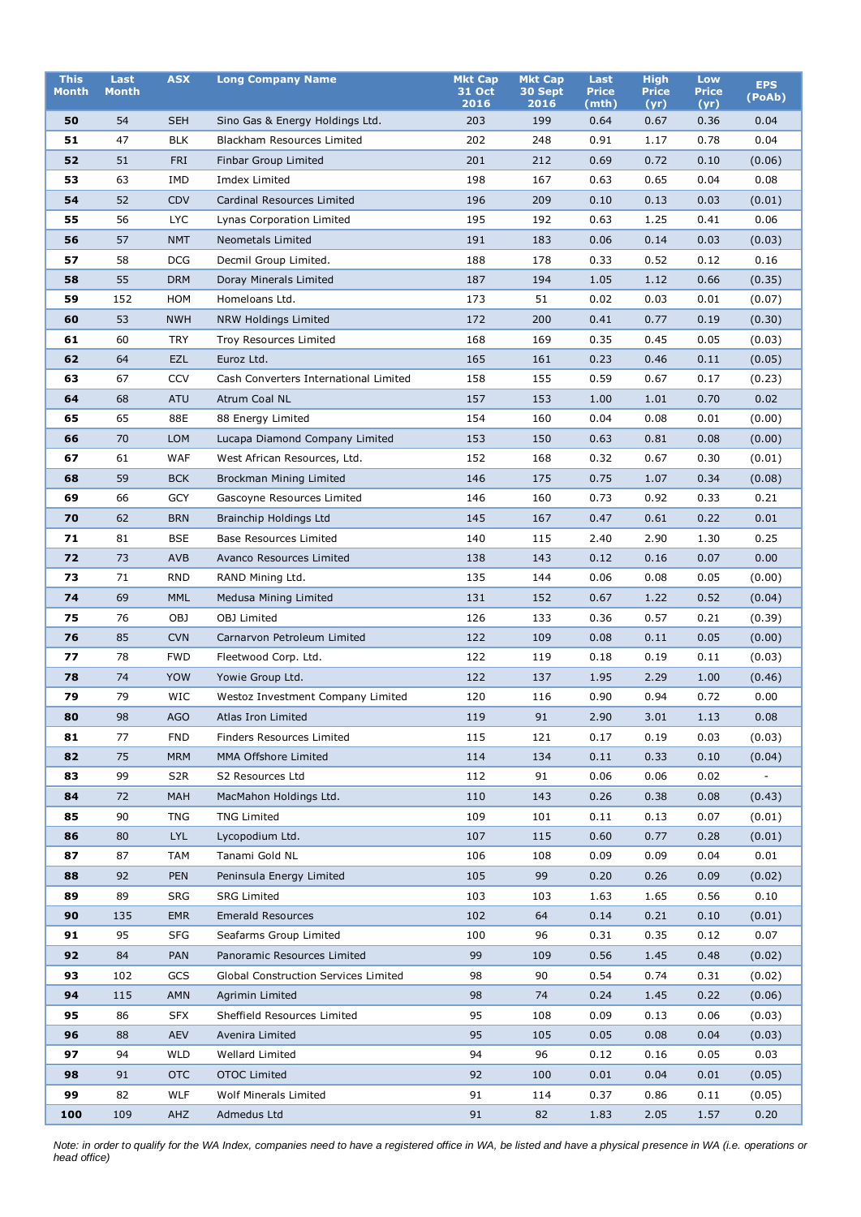| This Month | Last Month | ASX | Long Company Name | Mkt Cap 31 Oct 2016 | Mkt Cap 30 Sept 2016 | Last Price (mth) | High Price (yr) | Low Price (yr) | EPS (PoAb) |
|---|---|---|---|---|---|---|---|---|---|
| **50** | 54 | SEH | Sino Gas & Energy Holdings Ltd. | 203 | 199 | 0.64 | 0.67 | 0.36 | 0.04 |
| **51** | 47 | BLK | Blackham Resources Limited | 202 | 248 | 0.91 | 1.17 | 0.78 | 0.04 |
| **52** | 51 | FRI | Finbar Group Limited | 201 | 212 | 0.69 | 0.72 | 0.10 | (0.06) |
| **53** | 63 | IMD | Imdex Limited | 198 | 167 | 0.63 | 0.65 | 0.04 | 0.08 |
| **54** | 52 | CDV | Cardinal Resources Limited | 196 | 209 | 0.10 | 0.13 | 0.03 | (0.01) |
| **55** | 56 | LYC | Lynas Corporation Limited | 195 | 192 | 0.63 | 1.25 | 0.41 | 0.06 |
| **56** | 57 | NMT | Neometals Limited | 191 | 183 | 0.06 | 0.14 | 0.03 | (0.03) |
| **57** | 58 | DCG | Decmil Group Limited. | 188 | 178 | 0.33 | 0.52 | 0.12 | 0.16 |
| **58** | 55 | DRM | Doray Minerals Limited | 187 | 194 | 1.05 | 1.12 | 0.66 | (0.35) |
| **59** | 152 | HOM | Homeloans Ltd. | 173 | 51 | 0.02 | 0.03 | 0.01 | (0.07) |
| **60** | 53 | NWH | NRW Holdings Limited | 172 | 200 | 0.41 | 0.77 | 0.19 | (0.30) |
| **61** | 60 | TRY | Troy Resources Limited | 168 | 169 | 0.35 | 0.45 | 0.05 | (0.03) |
| **62** | 64 | EZL | Euroz Ltd. | 165 | 161 | 0.23 | 0.46 | 0.11 | (0.05) |
| **63** | 67 | CCV | Cash Converters International Limited | 158 | 155 | 0.59 | 0.67 | 0.17 | (0.23) |
| **64** | 68 | ATU | Atrum Coal NL | 157 | 153 | 1.00 | 1.01 | 0.70 | 0.02 |
| **65** | 65 | 88E | 88 Energy Limited | 154 | 160 | 0.04 | 0.08 | 0.01 | (0.00) |
| **66** | 70 | LOM | Lucapa Diamond Company Limited | 153 | 150 | 0.63 | 0.81 | 0.08 | (0.00) |
| **67** | 61 | WAF | West African Resources, Ltd. | 152 | 168 | 0.32 | 0.67 | 0.30 | (0.01) |
| **68** | 59 | BCK | Brockman Mining Limited | 146 | 175 | 0.75 | 1.07 | 0.34 | (0.08) |
| **69** | 66 | GCY | Gascoyne Resources Limited | 146 | 160 | 0.73 | 0.92 | 0.33 | 0.21 |
| **70** | 62 | BRN | Brainchip Holdings Ltd | 145 | 167 | 0.47 | 0.61 | 0.22 | 0.01 |
| **71** | 81 | BSE | Base Resources Limited | 140 | 115 | 2.40 | 2.90 | 1.30 | 0.25 |
| **72** | 73 | AVB | Avanco Resources Limited | 138 | 143 | 0.12 | 0.16 | 0.07 | 0.00 |
| **73** | 71 | RND | RAND Mining Ltd. | 135 | 144 | 0.06 | 0.08 | 0.05 | (0.00) |
| **74** | 69 | MML | Medusa Mining Limited | 131 | 152 | 0.67 | 1.22 | 0.52 | (0.04) |
| **75** | 76 | OBJ | OBJ Limited | 126 | 133 | 0.36 | 0.57 | 0.21 | (0.39) |
| **76** | 85 | CVN | Carnarvon Petroleum Limited | 122 | 109 | 0.08 | 0.11 | 0.05 | (0.00) |
| **77** | 78 | FWD | Fleetwood Corp. Ltd. | 122 | 119 | 0.18 | 0.19 | 0.11 | (0.03) |
| **78** | 74 | YOW | Yowie Group Ltd. | 122 | 137 | 1.95 | 2.29 | 1.00 | (0.46) |
| **79** | 79 | WIC | Westoz Investment Company Limited | 120 | 116 | 0.90 | 0.94 | 0.72 | 0.00 |
| **80** | 98 | AGO | Atlas Iron Limited | 119 | 91 | 2.90 | 3.01 | 1.13 | 0.08 |
| **81** | 77 | FND | Finders Resources Limited | 115 | 121 | 0.17 | 0.19 | 0.03 | (0.03) |
| **82** | 75 | MRM | MMA Offshore Limited | 114 | 134 | 0.11 | 0.33 | 0.10 | (0.04) |
| **83** | 99 | S2R | S2 Resources Ltd | 112 | 91 | 0.06 | 0.06 | 0.02 | - |
| **84** | 72 | MAH | MacMahon Holdings Ltd. | 110 | 143 | 0.26 | 0.38 | 0.08 | (0.43) |
| **85** | 90 | TNG | TNG Limited | 109 | 101 | 0.11 | 0.13 | 0.07 | (0.01) |
| **86** | 80 | LYL | Lycopodium Ltd. | 107 | 115 | 0.60 | 0.77 | 0.28 | (0.01) |
| **87** | 87 | TAM | Tanami Gold NL | 106 | 108 | 0.09 | 0.09 | 0.04 | 0.01 |
| **88** | 92 | PEN | Peninsula Energy Limited | 105 | 99 | 0.20 | 0.26 | 0.09 | (0.02) |
| **89** | 89 | SRG | SRG Limited | 103 | 103 | 1.63 | 1.65 | 0.56 | 0.10 |
| **90** | 135 | EMR | Emerald Resources | 102 | 64 | 0.14 | 0.21 | 0.10 | (0.01) |
| **91** | 95 | SFG | Seafarms Group Limited | 100 | 96 | 0.31 | 0.35 | 0.12 | 0.07 |
| **92** | 84 | PAN | Panoramic Resources Limited | 99 | 109 | 0.56 | 1.45 | 0.48 | (0.02) |
| **93** | 102 | GCS | Global Construction Services Limited | 98 | 90 | 0.54 | 0.74 | 0.31 | (0.02) |
| **94** | 115 | AMN | Agrimin Limited | 98 | 74 | 0.24 | 1.45 | 0.22 | (0.06) |
| **95** | 86 | SFX | Sheffield Resources Limited | 95 | 108 | 0.09 | 0.13 | 0.06 | (0.03) |
| **96** | 88 | AEV | Avenira Limited | 95 | 105 | 0.05 | 0.08 | 0.04 | (0.03) |
| **97** | 94 | WLD | Wellard Limited | 94 | 96 | 0.12 | 0.16 | 0.05 | 0.03 |
| **98** | 91 | OTC | OTOC Limited | 92 | 100 | 0.01 | 0.04 | 0.01 | (0.05) |
| **99** | 82 | WLF | Wolf Minerals Limited | 91 | 114 | 0.37 | 0.86 | 0.11 | (0.05) |
| **100** | 109 | AHZ | Admedus Ltd | 91 | 82 | 1.83 | 2.05 | 1.57 | 0.20 |

*Note: in order to qualify for the WA Index, companies need to have a registered office in WA, be listed and have a physical presence in WA (i.e. operations or head office)*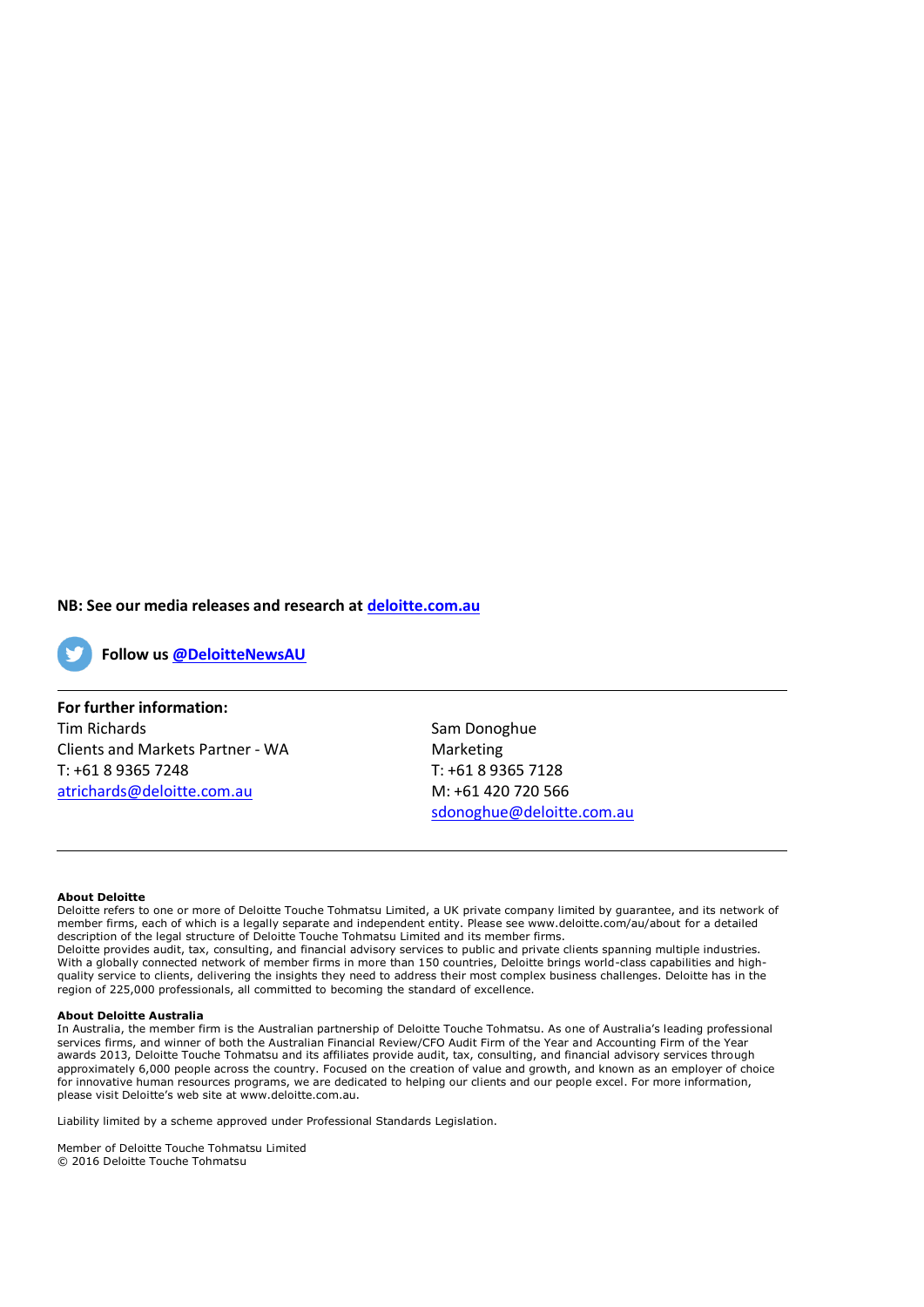**NB: See our media releases and research at [deloitte.com.au](deloitte.com.au)**

**Follow us [@DeloitteNewsAU](@DeloitteNewsAU)**

---

**For further information:**

Tim Richards
Clients and Markets Partner - WA
T: +61 8 9365 7248
atrichards@deloitte.com.au

Sam Donoghue
Marketing
T: +61 8 9365 7128
M: +61 420 720 566
sdonoghue@deloitte.com.au

---

**About Deloitte**
Deloitte refers to one or more of Deloitte Touche Tohmatsu Limited, a UK private company limited by guarantee, and its network of member firms, each of which is a legally separate and independent entity. Please see www.deloitte.com/au/about for a detailed description of the legal structure of Deloitte Touche Tohmatsu Limited and its member firms.
Deloitte provides audit, tax, consulting, and financial advisory services to public and private clients spanning multiple industries. With a globally connected network of member firms in more than 150 countries, Deloitte brings world-class capabilities and high-quality service to clients, delivering the insights they need to address their most complex business challenges. Deloitte has in the region of 225,000 professionals, all committed to becoming the standard of excellence.

**About Deloitte Australia**
In Australia, the member firm is the Australian partnership of Deloitte Touche Tohmatsu. As one of Australia's leading professional services firms, and winner of both the Australian Financial Review/CFO Audit Firm of the Year and Accounting Firm of the Year awards 2013, Deloitte Touche Tohmatsu and its affiliates provide audit, tax, consulting, and financial advisory services through approximately 6,000 people across the country. Focused on the creation of value and growth, and known as an employer of choice for innovative human resources programs, we are dedicated to helping our clients and our people excel. For more information, please visit Deloitte's web site at www.deloitte.com.au.

Liability limited by a scheme approved under Professional Standards Legislation.

Member of Deloitte Touche Tohmatsu Limited
© 2016 Deloitte Touche Tohmatsu